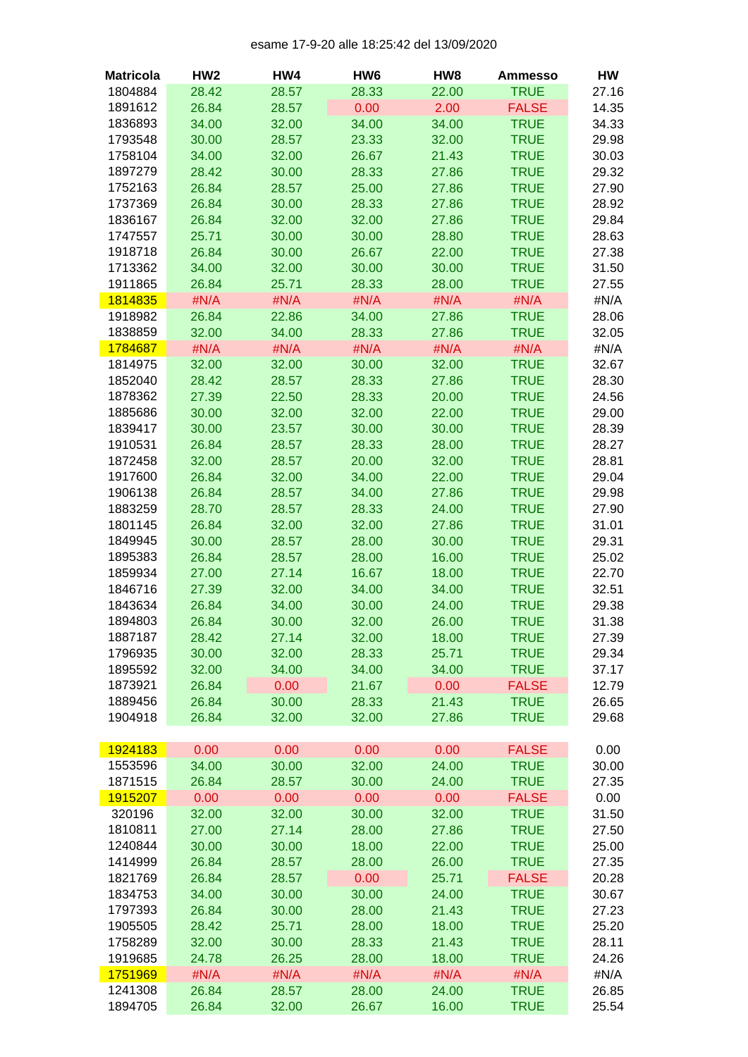esame 17-9-20 alle 18:25:42 del 13/09/2020

| Matricola | HW2 | HW4 | HW6 | HW8 | Ammesso | HW |
|---|---|---|---|---|---|---|
| 1804884 | 28.42 | 28.57 | 28.33 | 22.00 | TRUE | 27.16 |
| 1891612 | 26.84 | 28.57 | 0.00 | 2.00 | FALSE | 14.35 |
| 1836893 | 34.00 | 32.00 | 34.00 | 34.00 | TRUE | 34.33 |
| 1793548 | 30.00 | 28.57 | 23.33 | 32.00 | TRUE | 29.98 |
| 1758104 | 34.00 | 32.00 | 26.67 | 21.43 | TRUE | 30.03 |
| 1897279 | 28.42 | 30.00 | 28.33 | 27.86 | TRUE | 29.32 |
| 1752163 | 26.84 | 28.57 | 25.00 | 27.86 | TRUE | 27.90 |
| 1737369 | 26.84 | 30.00 | 28.33 | 27.86 | TRUE | 28.92 |
| 1836167 | 26.84 | 32.00 | 32.00 | 27.86 | TRUE | 29.84 |
| 1747557 | 25.71 | 30.00 | 30.00 | 28.80 | TRUE | 28.63 |
| 1918718 | 26.84 | 30.00 | 26.67 | 22.00 | TRUE | 27.38 |
| 1713362 | 34.00 | 32.00 | 30.00 | 30.00 | TRUE | 31.50 |
| 1911865 | 26.84 | 25.71 | 28.33 | 28.00 | TRUE | 27.55 |
| 1814835 | #N/A | #N/A | #N/A | #N/A | #N/A | #N/A |
| 1918982 | 26.84 | 22.86 | 34.00 | 27.86 | TRUE | 28.06 |
| 1838859 | 32.00 | 34.00 | 28.33 | 27.86 | TRUE | 32.05 |
| 1784687 | #N/A | #N/A | #N/A | #N/A | #N/A | #N/A |
| 1814975 | 32.00 | 32.00 | 30.00 | 32.00 | TRUE | 32.67 |
| 1852040 | 28.42 | 28.57 | 28.33 | 27.86 | TRUE | 28.30 |
| 1878362 | 27.39 | 22.50 | 28.33 | 20.00 | TRUE | 24.56 |
| 1885686 | 30.00 | 32.00 | 32.00 | 22.00 | TRUE | 29.00 |
| 1839417 | 30.00 | 23.57 | 30.00 | 30.00 | TRUE | 28.39 |
| 1910531 | 26.84 | 28.57 | 28.33 | 28.00 | TRUE | 28.27 |
| 1872458 | 32.00 | 28.57 | 20.00 | 32.00 | TRUE | 28.81 |
| 1917600 | 26.84 | 32.00 | 34.00 | 22.00 | TRUE | 29.04 |
| 1906138 | 26.84 | 28.57 | 34.00 | 27.86 | TRUE | 29.98 |
| 1883259 | 28.70 | 28.57 | 28.33 | 24.00 | TRUE | 27.90 |
| 1801145 | 26.84 | 32.00 | 32.00 | 27.86 | TRUE | 31.01 |
| 1849945 | 30.00 | 28.57 | 28.00 | 30.00 | TRUE | 29.31 |
| 1895383 | 26.84 | 28.57 | 28.00 | 16.00 | TRUE | 25.02 |
| 1859934 | 27.00 | 27.14 | 16.67 | 18.00 | TRUE | 22.70 |
| 1846716 | 27.39 | 32.00 | 34.00 | 34.00 | TRUE | 32.51 |
| 1843634 | 26.84 | 34.00 | 30.00 | 24.00 | TRUE | 29.38 |
| 1894803 | 26.84 | 30.00 | 32.00 | 26.00 | TRUE | 31.38 |
| 1887187 | 28.42 | 27.14 | 32.00 | 18.00 | TRUE | 27.39 |
| 1796935 | 30.00 | 32.00 | 28.33 | 25.71 | TRUE | 29.34 |
| 1895592 | 32.00 | 34.00 | 34.00 | 34.00 | TRUE | 37.17 |
| 1873921 | 26.84 | 0.00 | 21.67 | 0.00 | FALSE | 12.79 |
| 1889456 | 26.84 | 30.00 | 28.33 | 21.43 | TRUE | 26.65 |
| 1904918 | 26.84 | 32.00 | 32.00 | 27.86 | TRUE | 29.68 |
| | | | | | | |
| 1924183 | 0.00 | 0.00 | 0.00 | 0.00 | FALSE | 0.00 |
| 1553596 | 34.00 | 30.00 | 32.00 | 24.00 | TRUE | 30.00 |
| 1871515 | 26.84 | 28.57 | 30.00 | 24.00 | TRUE | 27.35 |
| 1915207 | 0.00 | 0.00 | 0.00 | 0.00 | FALSE | 0.00 |
| 320196 | 32.00 | 32.00 | 30.00 | 32.00 | TRUE | 31.50 |
| 1810811 | 27.00 | 27.14 | 28.00 | 27.86 | TRUE | 27.50 |
| 1240844 | 30.00 | 30.00 | 18.00 | 22.00 | TRUE | 25.00 |
| 1414999 | 26.84 | 28.57 | 28.00 | 26.00 | TRUE | 27.35 |
| 1821769 | 26.84 | 28.57 | 0.00 | 25.71 | FALSE | 20.28 |
| 1834753 | 34.00 | 30.00 | 30.00 | 24.00 | TRUE | 30.67 |
| 1797393 | 26.84 | 30.00 | 28.00 | 21.43 | TRUE | 27.23 |
| 1905505 | 28.42 | 25.71 | 28.00 | 18.00 | TRUE | 25.20 |
| 1758289 | 32.00 | 30.00 | 28.33 | 21.43 | TRUE | 28.11 |
| 1919685 | 24.78 | 26.25 | 28.00 | 18.00 | TRUE | 24.26 |
| 1751969 | #N/A | #N/A | #N/A | #N/A | #N/A | #N/A |
| 1241308 | 26.84 | 28.57 | 28.00 | 24.00 | TRUE | 26.85 |
| 1894705 | 26.84 | 32.00 | 26.67 | 16.00 | TRUE | 25.54 |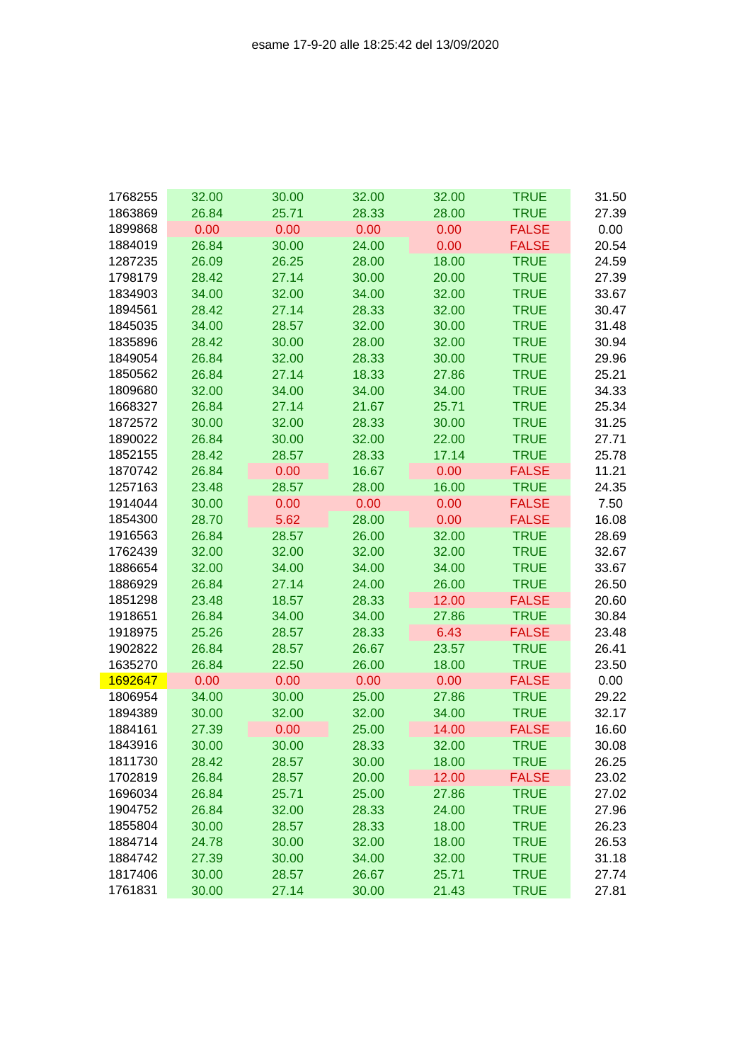esame 17-9-20 alle 18:25:42 del 13/09/2020

| | | | | | | |
|---|---|---|---|---|---|---|
| 1768255 | 32.00 | 30.00 | 32.00 | 32.00 | TRUE | 31.50 |
| 1863869 | 26.84 | 25.71 | 28.33 | 28.00 | TRUE | 27.39 |
| 1899868 | 0.00 | 0.00 | 0.00 | 0.00 | FALSE | 0.00 |
| 1884019 | 26.84 | 30.00 | 24.00 | 0.00 | FALSE | 20.54 |
| 1287235 | 26.09 | 26.25 | 28.00 | 18.00 | TRUE | 24.59 |
| 1798179 | 28.42 | 27.14 | 30.00 | 20.00 | TRUE | 27.39 |
| 1834903 | 34.00 | 32.00 | 34.00 | 32.00 | TRUE | 33.67 |
| 1894561 | 28.42 | 27.14 | 28.33 | 32.00 | TRUE | 30.47 |
| 1845035 | 34.00 | 28.57 | 32.00 | 30.00 | TRUE | 31.48 |
| 1835896 | 28.42 | 30.00 | 28.00 | 32.00 | TRUE | 30.94 |
| 1849054 | 26.84 | 32.00 | 28.33 | 30.00 | TRUE | 29.96 |
| 1850562 | 26.84 | 27.14 | 18.33 | 27.86 | TRUE | 25.21 |
| 1809680 | 32.00 | 34.00 | 34.00 | 34.00 | TRUE | 34.33 |
| 1668327 | 26.84 | 27.14 | 21.67 | 25.71 | TRUE | 25.34 |
| 1872572 | 30.00 | 32.00 | 28.33 | 30.00 | TRUE | 31.25 |
| 1890022 | 26.84 | 30.00 | 32.00 | 22.00 | TRUE | 27.71 |
| 1852155 | 28.42 | 28.57 | 28.33 | 17.14 | TRUE | 25.78 |
| 1870742 | 26.84 | 0.00 | 16.67 | 0.00 | FALSE | 11.21 |
| 1257163 | 23.48 | 28.57 | 28.00 | 16.00 | TRUE | 24.35 |
| 1914044 | 30.00 | 0.00 | 0.00 | 0.00 | FALSE | 7.50 |
| 1854300 | 28.70 | 5.62 | 28.00 | 0.00 | FALSE | 16.08 |
| 1916563 | 26.84 | 28.57 | 26.00 | 32.00 | TRUE | 28.69 |
| 1762439 | 32.00 | 32.00 | 32.00 | 32.00 | TRUE | 32.67 |
| 1886654 | 32.00 | 34.00 | 34.00 | 34.00 | TRUE | 33.67 |
| 1886929 | 26.84 | 27.14 | 24.00 | 26.00 | TRUE | 26.50 |
| 1851298 | 23.48 | 18.57 | 28.33 | 12.00 | FALSE | 20.60 |
| 1918651 | 26.84 | 34.00 | 34.00 | 27.86 | TRUE | 30.84 |
| 1918975 | 25.26 | 28.57 | 28.33 | 6.43 | FALSE | 23.48 |
| 1902822 | 26.84 | 28.57 | 26.67 | 23.57 | TRUE | 26.41 |
| 1635270 | 26.84 | 22.50 | 26.00 | 18.00 | TRUE | 23.50 |
| 1692647 | 0.00 | 0.00 | 0.00 | 0.00 | FALSE | 0.00 |
| 1806954 | 34.00 | 30.00 | 25.00 | 27.86 | TRUE | 29.22 |
| 1894389 | 30.00 | 32.00 | 32.00 | 34.00 | TRUE | 32.17 |
| 1884161 | 27.39 | 0.00 | 25.00 | 14.00 | FALSE | 16.60 |
| 1843916 | 30.00 | 30.00 | 28.33 | 32.00 | TRUE | 30.08 |
| 1811730 | 28.42 | 28.57 | 30.00 | 18.00 | TRUE | 26.25 |
| 1702819 | 26.84 | 28.57 | 20.00 | 12.00 | FALSE | 23.02 |
| 1696034 | 26.84 | 25.71 | 25.00 | 27.86 | TRUE | 27.02 |
| 1904752 | 26.84 | 32.00 | 28.33 | 24.00 | TRUE | 27.96 |
| 1855804 | 30.00 | 28.57 | 28.33 | 18.00 | TRUE | 26.23 |
| 1884714 | 24.78 | 30.00 | 32.00 | 18.00 | TRUE | 26.53 |
| 1884742 | 27.39 | 30.00 | 34.00 | 32.00 | TRUE | 31.18 |
| 1817406 | 30.00 | 28.57 | 26.67 | 25.71 | TRUE | 27.74 |
| 1761831 | 30.00 | 27.14 | 30.00 | 21.43 | TRUE | 27.81 |